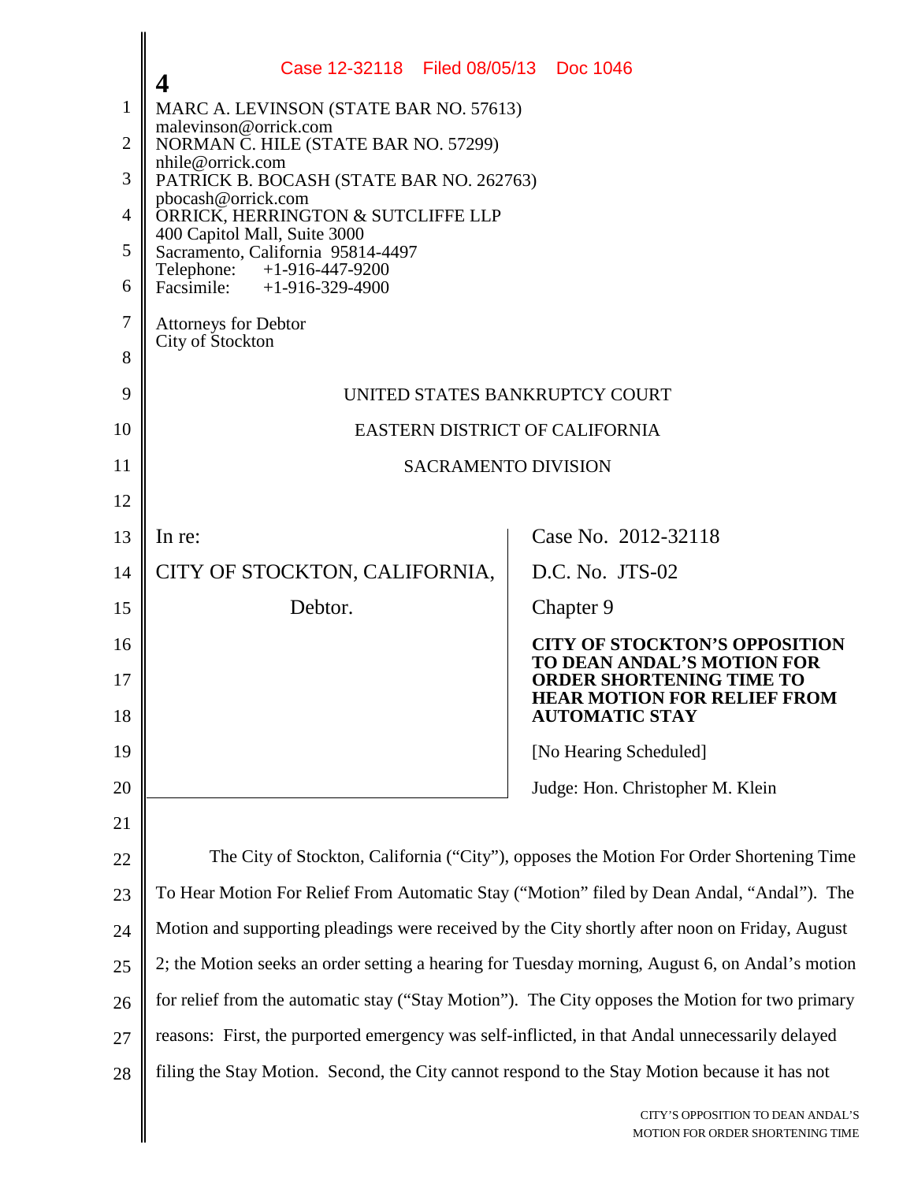Case 12-32118 Filed 08/05/13 Doc 1046

MARC A. LEVINSON (STATE BAR NO. 57613)
malevinson@orrick.com
NORMAN C. HILE (STATE BAR NO. 57299)
nhile@orrick.com
PATRICK B. BOCASH (STATE BAR NO. 262763)
pbocash@orrick.com
ORRICK, HERRINGTON & SUTCLIFFE LLP
400 Capitol Mall, Suite 3000
Sacramento, California 95814-4497
Telephone: +1-916-447-9200
Facsimile: +1-916-329-4900

Attorneys for Debtor
City of Stockton

UNITED STATES BANKRUPTCY COURT

EASTERN DISTRICT OF CALIFORNIA

SACRAMENTO DIVISION

| | |
|---|---|
| In re: | Case No. 2012-32118 |
| CITY OF STOCKTON, CALIFORNIA, | D.C. No. JTS-02 |
| Debtor. | Chapter 9 |
| | **CITY OF STOCKTON'S OPPOSITION TO DEAN ANDAL'S MOTION FOR ORDER SHORTENING TIME TO HEAR MOTION FOR RELIEF FROM AUTOMATIC STAY** |
| | [No Hearing Scheduled] |
| | Judge: Hon. Christopher M. Klein |

The City of Stockton, California ("City"), opposes the Motion For Order Shortening Time To Hear Motion For Relief From Automatic Stay ("Motion" filed by Dean Andal, "Andal"). The Motion and supporting pleadings were received by the City shortly after noon on Friday, August 2; the Motion seeks an order setting a hearing for Tuesday morning, August 6, on Andal's motion for relief from the automatic stay ("Stay Motion"). The City opposes the Motion for two primary reasons: First, the purported emergency was self-inflicted, in that Andal unnecessarily delayed filing the Stay Motion. Second, the City cannot respond to the Stay Motion because it has not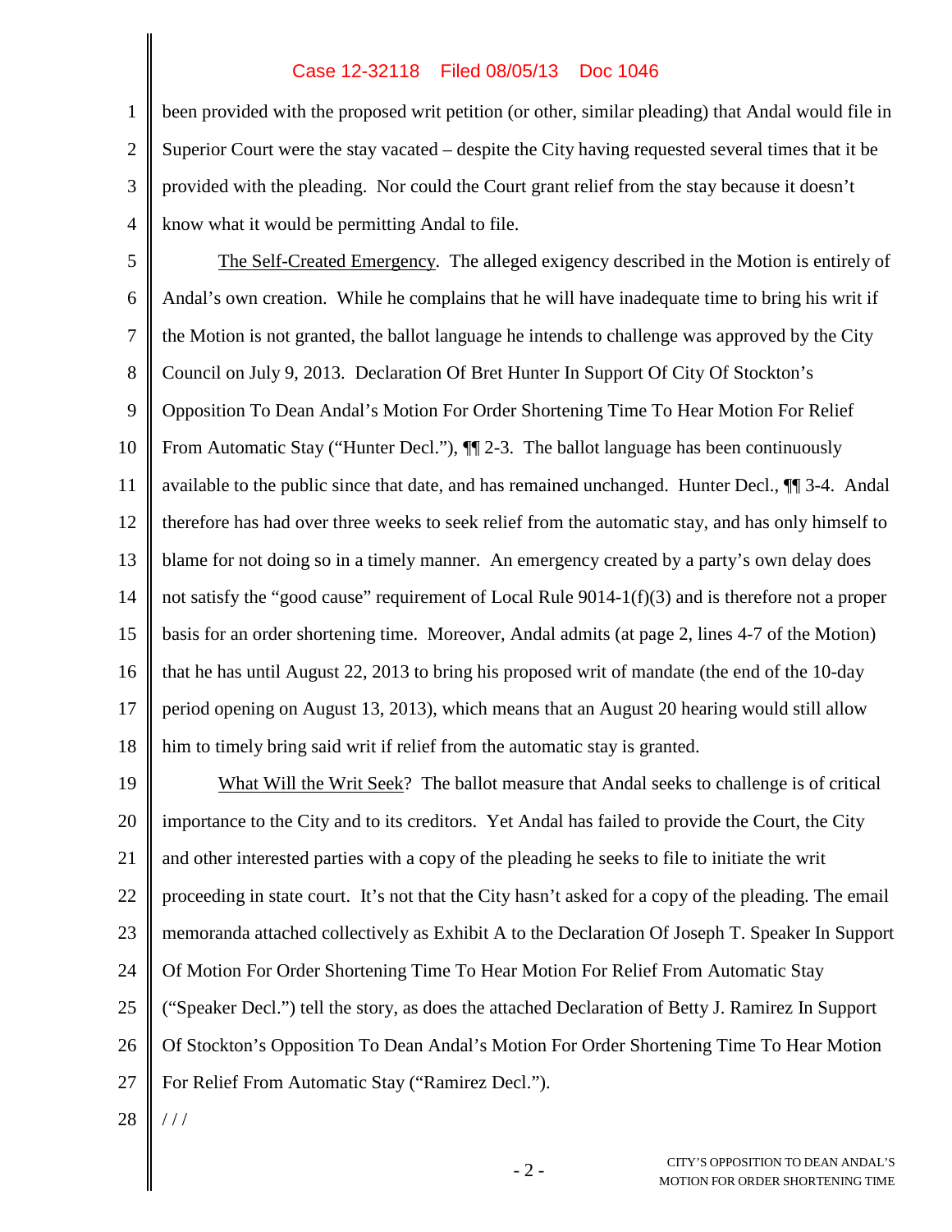been provided with the proposed writ petition (or other, similar pleading) that Andal would file in Superior Court were the stay vacated – despite the City having requested several times that it be provided with the pleading. Nor could the Court grant relief from the stay because it doesn't know what it would be permitting Andal to file.

The Self-Created Emergency. The alleged exigency described in the Motion is entirely of Andal's own creation. While he complains that he will have inadequate time to bring his writ if the Motion is not granted, the ballot language he intends to challenge was approved by the City Council on July 9, 2013. Declaration Of Bret Hunter In Support Of City Of Stockton's Opposition To Dean Andal's Motion For Order Shortening Time To Hear Motion For Relief From Automatic Stay ("Hunter Decl."), ¶¶ 2-3. The ballot language has been continuously available to the public since that date, and has remained unchanged. Hunter Decl., ¶¶ 3-4. Andal therefore has had over three weeks to seek relief from the automatic stay, and has only himself to blame for not doing so in a timely manner. An emergency created by a party's own delay does not satisfy the "good cause" requirement of Local Rule 9014-1(f)(3) and is therefore not a proper basis for an order shortening time. Moreover, Andal admits (at page 2, lines 4-7 of the Motion) that he has until August 22, 2013 to bring his proposed writ of mandate (the end of the 10-day period opening on August 13, 2013), which means that an August 20 hearing would still allow him to timely bring said writ if relief from the automatic stay is granted.

What Will the Writ Seek? The ballot measure that Andal seeks to challenge is of critical importance to the City and to its creditors. Yet Andal has failed to provide the Court, the City and other interested parties with a copy of the pleading he seeks to file to initiate the writ proceeding in state court. It's not that the City hasn't asked for a copy of the pleading. The email memoranda attached collectively as Exhibit A to the Declaration Of Joseph T. Speaker In Support Of Motion For Order Shortening Time To Hear Motion For Relief From Automatic Stay ("Speaker Decl.") tell the story, as does the attached Declaration of Betty J. Ramirez In Support Of Stockton's Opposition To Dean Andal's Motion For Order Shortening Time To Hear Motion For Relief From Automatic Stay ("Ramirez Decl.").

/ / /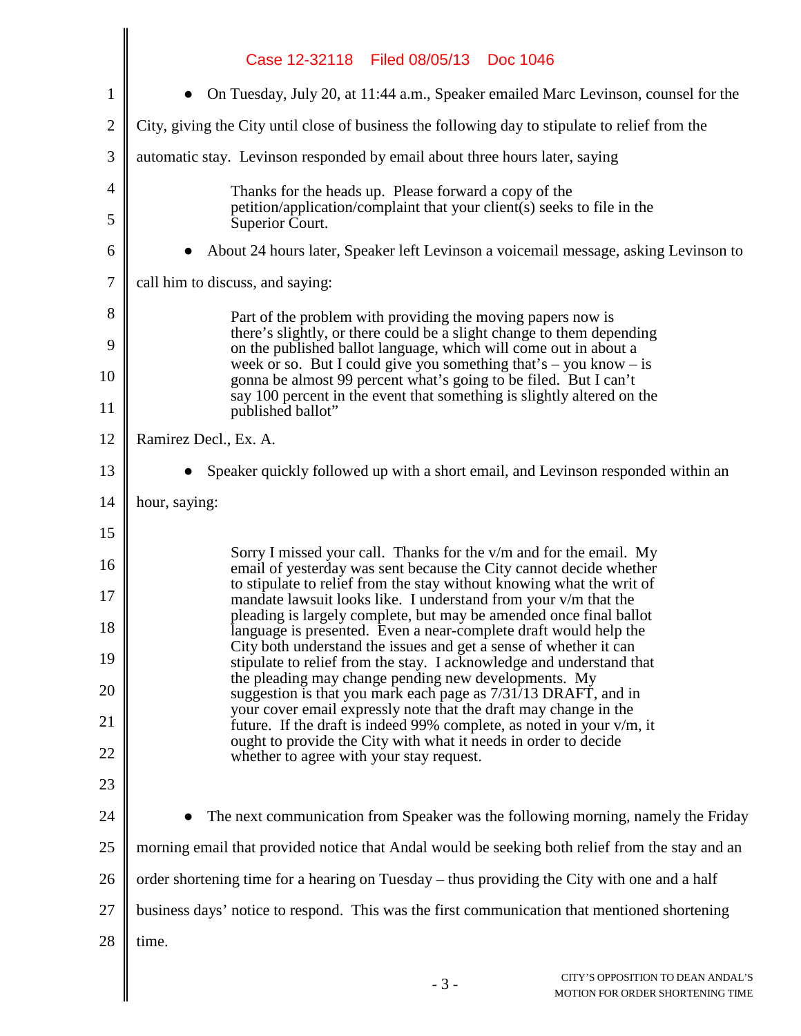- On Tuesday, July 20, at 11:44 a.m., Speaker emailed Marc Levinson, counsel for the City, giving the City until close of business the following day to stipulate to relief from the automatic stay. Levinson responded by email about three hours later, saying

> Thanks for the heads up. Please forward a copy of the petition/application/complaint that your client(s) seeks to file in the Superior Court.

- About 24 hours later, Speaker left Levinson a voicemail message, asking Levinson to call him to discuss, and saying:

> Part of the problem with providing the moving papers now is there's slightly, or there could be a slight change to them depending on the published ballot language, which will come out in about a week or so. But I could give you something that's – you know – is gonna be almost 99 percent what's going to be filed. But I can't say 100 percent in the event that something is slightly altered on the published ballot"

Ramirez Decl., Ex. A.

- Speaker quickly followed up with a short email, and Levinson responded within an hour, saying:

> Sorry I missed your call. Thanks for the v/m and for the email. My email of yesterday was sent because the City cannot decide whether to stipulate to relief from the stay without knowing what the writ of mandate lawsuit looks like. I understand from your v/m that the pleading is largely complete, but may be amended once final ballot language is presented. Even a near-complete draft would help the City both understand the issues and get a sense of whether it can stipulate to relief from the stay. I acknowledge and understand that the pleading may change pending new developments. My suggestion is that you mark each page as 7/31/13 DRAFT, and in your cover email expressly note that the draft may change in the future. If the draft is indeed 99% complete, as noted in your v/m, it ought to provide the City with what it needs in order to decide whether to agree with your stay request.

- The next communication from Speaker was the following morning, namely the Friday morning email that provided notice that Andal would be seeking both relief from the stay and an order shortening time for a hearing on Tuesday – thus providing the City with one and a half business days' notice to respond. This was the first communication that mentioned shortening time.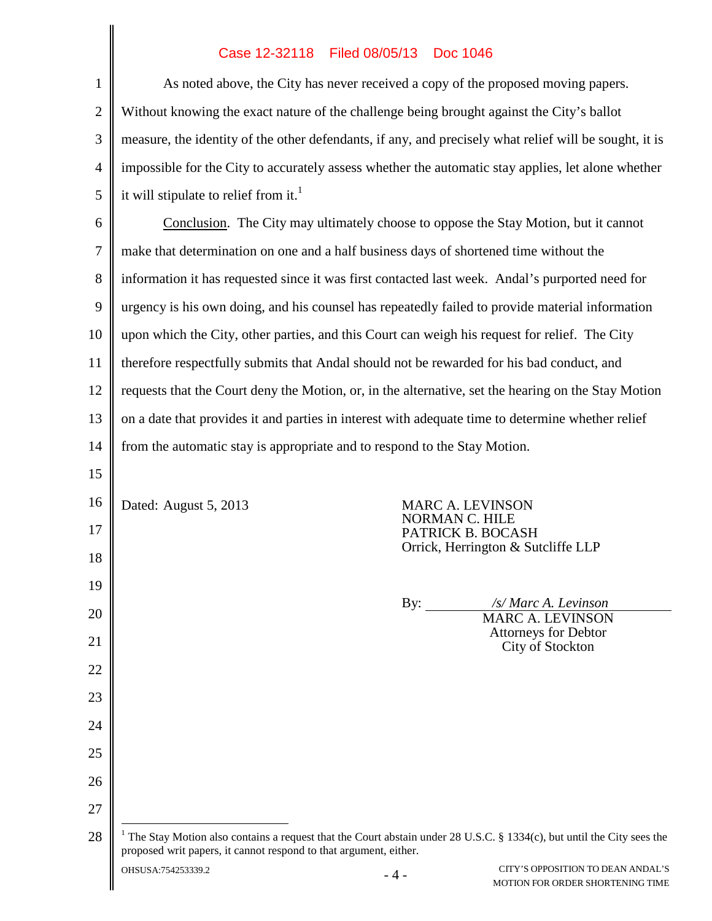As noted above, the City has never received a copy of the proposed moving papers. Without knowing the exact nature of the challenge being brought against the City's ballot measure, the identity of the other defendants, if any, and precisely what relief will be sought, it is impossible for the City to accurately assess whether the automatic stay applies, let alone whether it will stipulate to relief from it.[1]

Conclusion. The City may ultimately choose to oppose the Stay Motion, but it cannot make that determination on one and a half business days of shortened time without the information it has requested since it was first contacted last week. Andal's purported need for urgency is his own doing, and his counsel has repeatedly failed to provide material information upon which the City, other parties, and this Court can weigh his request for relief. The City therefore respectfully submits that Andal should not be rewarded for his bad conduct, and requests that the Court deny the Motion, or, in the alternative, set the hearing on the Stay Motion on a date that provides it and parties in interest with adequate time to determine whether relief from the automatic stay is appropriate and to respond to the Stay Motion.

Dated: August 5, 2013

MARC A. LEVINSON
NORMAN C. HILE
PATRICK B. BOCASH
Orrick, Herrington & Sutcliffe LLP

By: */s/ Marc A. Levinson*
MARC A. LEVINSON
Attorneys for Debtor
City of Stockton

[1] The Stay Motion also contains a request that the Court abstain under 28 U.S.C. § 1334(c), but until the City sees the proposed writ papers, it cannot respond to that argument, either.